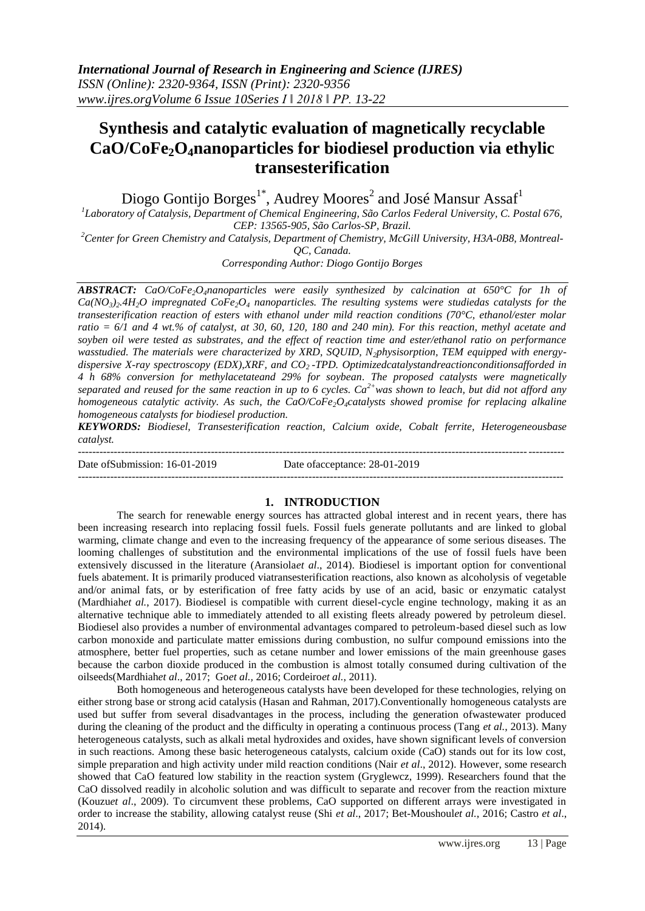# Synthesis and catalytic evaluation of magnetically recyclable $CaO/CoFe_2O_4$ nanoparticles for biodiesel production via ethylic transesterification

Diogo Gontijo Borges[1*], Audrey Moores[2] and José Mansur Assaf[1]

[1]Laboratory of Catalysis, Department of Chemical Engineering, São Carlos Federal University, C. Postal 676, CEP: 13565-905, São Carlos-SP, Brazil.

[2]Center for Green Chemistry and Catalysis, Department of Chemistry, McGill University, H3A-0B8, Montreal-QC, Canada.

Corresponding Author: Diogo Gontijo Borges

***ABSTRACT:*** *$CaO/CoFe_2O_4$ nanoparticles were easily synthesized by calcination at 650°C for 1h of $Ca(NO_3)_2.4H_2O$ impregnated $CoFe_2O_4$ nanoparticles. The resulting systems were studiedas catalysts for the transesterification reaction of esters with ethanol under mild reaction conditions (70°C, ethanol/ester molar ratio = 6/1 and 4 wt.% of catalyst, at 30, 60, 120, 180 and 240 min). For this reaction, methyl acetate and soyben oil were tested as substrates, and the effect of reaction time and ester/ethanol ratio on performance wasstudied. The materials were characterized by XRD, SQUID, $N_2$physisorption, TEM equipped with energy-dispersive X-ray spectroscopy (EDX),XRF, and $CO_2$ -TPD. Optimizedcatalystandreactionconditionsafforded in 4 h 68% conversion for methylacetateand 29% for soybean. The proposed catalysts were magnetically separated and reused for the same reaction in up to 6 cycles. $Ca^{2+}$was shown to leach, but did not afford any homogeneous catalytic activity. As such, the $CaO/CoFe_2O_4$catalysts showed promise for replacing alkaline homogeneous catalysts for biodiesel production.*

***KEYWORDS:*** *Biodiesel, Transesterification reaction, Calcium oxide, Cobalt ferrite, Heterogeneousbase catalyst.*

---

Date ofSubmission: 16-01-2019 Date ofacceptance: 28-01-2019

---

## 1. INTRODUCTION

The search for renewable energy sources has attracted global interest and in recent years, there has been increasing research into replacing fossil fuels. Fossil fuels generate pollutants and are linked to global warming, climate change and even to the increasing frequency of the appearance of some serious diseases. The looming challenges of substitution and the environmental implications of the use of fossil fuels have been extensively discussed in the literature (Aransiola*et al*., 2014). Biodiesel is important option for conventional fuels abatement. It is primarily produced viatransesterification reactions, also known as alcoholysis of vegetable and/or animal fats, or by esterification of free fatty acids by use of an acid, basic or enzymatic catalyst (Mardhiah*et al.*, 2017). Biodiesel is compatible with current diesel-cycle engine technology, making it as an alternative technique able to immediately attended to all existing fleets already powered by petroleum diesel. Biodiesel also provides a number of environmental advantages compared to petroleum-based diesel such as low carbon monoxide and particulate matter emissions during combustion, no sulfur compound emissions into the atmosphere, better fuel properties, such as cetane number and lower emissions of the main greenhouse gases because the carbon dioxide produced in the combustion is almost totally consumed during cultivation of the oilseeds(Mardhiah*et al*., 2017; Go*et al.*, 2016; Cordeiro*et al.*, 2011).

Both homogeneous and heterogeneous catalysts have been developed for these technologies, relying on either strong base or strong acid catalysis (Hasan and Rahman, 2017).Conventionally homogeneous catalysts are used but suffer from several disadvantages in the process, including the generation ofwastewater produced during the cleaning of the product and the difficulty in operating a continuous process (Tang *et al.*, 2013). Many heterogeneous catalysts, such as alkali metal hydroxides and oxides, have shown significant levels of conversion in such reactions. Among these basic heterogeneous catalysts, calcium oxide (CaO) stands out for its low cost, simple preparation and high activity under mild reaction conditions (Nair *et al*., 2012). However, some research showed that CaO featured low stability in the reaction system (Gryglewcz, 1999). Researchers found that the CaO dissolved readily in alcoholic solution and was difficult to separate and recover from the reaction mixture (Kouzu*et al*., 2009). To circumvent these problems, CaO supported on different arrays were investigated in order to increase the stability, allowing catalyst reuse (Shi *et al*., 2017; Bet-Moushoul*et al.*, 2016; Castro *et al*., 2014).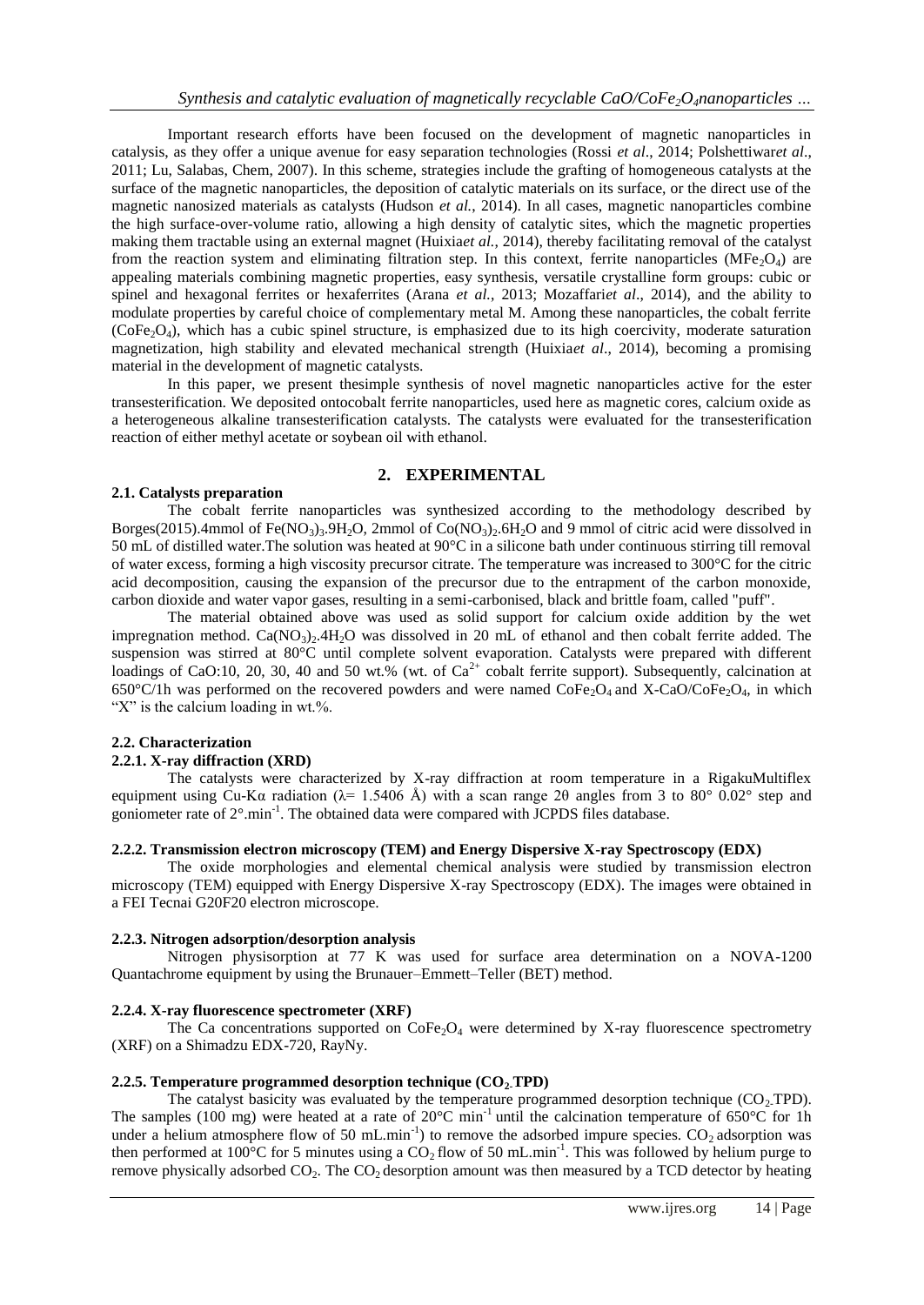Important research efforts have been focused on the development of magnetic nanoparticles in catalysis, as they offer a unique avenue for easy separation technologies (Rossi *et al*., 2014; Polshettiwar*et al*., 2011; Lu, Salabas, Chem, 2007). In this scheme, strategies include the grafting of homogeneous catalysts at the surface of the magnetic nanoparticles, the deposition of catalytic materials on its surface, or the direct use of the magnetic nanosized materials as catalysts (Hudson *et al.*, 2014). In all cases, magnetic nanoparticles combine the high surface-over-volume ratio, allowing a high density of catalytic sites, which the magnetic properties making them tractable using an external magnet (Huixia*et al.*, 2014), thereby facilitating removal of the catalyst from the reaction system and eliminating filtration step. In this context, ferrite nanoparticles ($MFe_2O_4$) are appealing materials combining magnetic properties, easy synthesis, versatile crystalline form groups: cubic or spinel and hexagonal ferrites or hexaferrites (Arana *et al.*, 2013; Mozaffari*et al*., 2014), and the ability to modulate properties by careful choice of complementary metal M. Among these nanoparticles, the cobalt ferrite ($CoFe_2O_4$), which has a cubic spinel structure, is emphasized due to its high coercivity, moderate saturation magnetization, high stability and elevated mechanical strength (Huixia*et al*., 2014), becoming a promising material in the development of magnetic catalysts.

In this paper, we present thesimple synthesis of novel magnetic nanoparticles active for the ester transesterification. We deposited ontocobalt ferrite nanoparticles, used here as magnetic cores, calcium oxide as a heterogeneous alkaline transesterification catalysts. The catalysts were evaluated for the transesterification reaction of either methyl acetate or soybean oil with ethanol.

## 2. EXPERIMENTAL

### 2.1. Catalysts preparation

The cobalt ferrite nanoparticles was synthesized according to the methodology described by Borges(2015).4mmol of $Fe(NO_3)_3.9H_2O$, 2mmol of $Co(NO_3)_2.6H_2O$ and 9 mmol of citric acid were dissolved in 50 mL of distilled water.The solution was heated at 90°C in a silicone bath under continuous stirring till removal of water excess, forming a high viscosity precursor citrate. The temperature was increased to 300°C for the citric acid decomposition, causing the expansion of the precursor due to the entrapment of the carbon monoxide, carbon dioxide and water vapor gases, resulting in a semi-carbonised, black and brittle foam, called "puff".

The material obtained above was used as solid support for calcium oxide addition by the wet impregnation method. $Ca(NO_3)_2.4H_2O$ was dissolved in 20 mL of ethanol and then cobalt ferrite added. The suspension was stirred at 80°C until complete solvent evaporation. Catalysts were prepared with different loadings of CaO:10, 20, 30, 40 and 50 wt.% (wt. of $Ca^{2+}$ cobalt ferrite support). Subsequently, calcination at 650°C/1h was performed on the recovered powders and were named $CoFe_2O_4$ and X-CaO/$CoFe_2O_4$, in which "X" is the calcium loading in wt.%.

### 2.2. Characterization

#### 2.2.1. X-ray diffraction (XRD)

The catalysts were characterized by X-ray diffraction at room temperature in a RigakuMultiflex equipment using Cu-Kα radiation (λ= 1.5406 Å) with a scan range 2θ angles from 3 to 80° 0.02° step and goniometer rate of 2°.min$^{-1}$. The obtained data were compared with JCPDS files database.

#### 2.2.2. Transmission electron microscopy (TEM) and Energy Dispersive X-ray Spectroscopy (EDX)

The oxide morphologies and elemental chemical analysis were studied by transmission electron microscopy (TEM) equipped with Energy Dispersive X-ray Spectroscopy (EDX). The images were obtained in a FEI Tecnai G20F20 electron microscope.

#### 2.2.3. Nitrogen adsorption/desorption analysis

Nitrogen physisorption at 77 K was used for surface area determination on a NOVA-1200 Quantachrome equipment by using the Brunauer–Emmett–Teller (BET) method.

#### 2.2.4. X-ray fluorescence spectrometer (XRF)

The Ca concentrations supported on $CoFe_2O_4$ were determined by X-ray fluorescence spectrometry (XRF) on a Shimadzu EDX-720, RayNy.

#### 2.2.5. Temperature programmed desorption technique ($CO_2$-TPD)

The catalyst basicity was evaluated by the temperature programmed desorption technique ($CO_2$-TPD). The samples (100 mg) were heated at a rate of 20°C min$^{-1}$ until the calcination temperature of 650°C for 1h under a helium atmosphere flow of 50 mL.min$^{-1}$) to remove the adsorbed impure species. $CO_2$ adsorption was then performed at 100°C for 5 minutes using a $CO_2$ flow of 50 mL.min$^{-1}$. This was followed by helium purge to remove physically adsorbed $CO_2$. The $CO_2$ desorption amount was then measured by a TCD detector by heating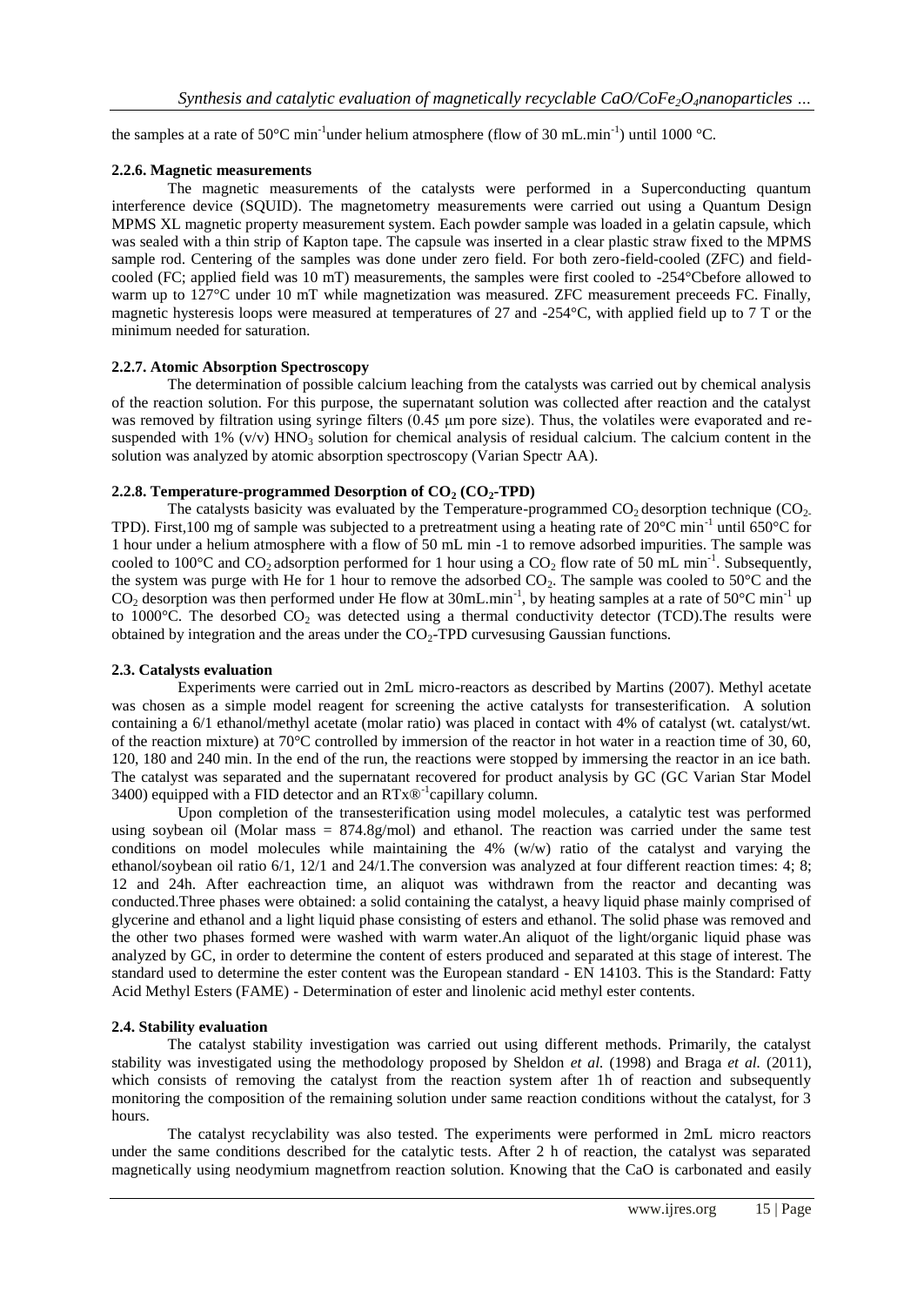the samples at a rate of 50°C min$^{-1}$under helium atmosphere (flow of 30 mL.min$^{-1}$) until 1000 °C.

### 2.2.6. Magnetic measurements

The magnetic measurements of the catalysts were performed in a Superconducting quantum interference device (SQUID). The magnetometry measurements were carried out using a Quantum Design MPMS XL magnetic property measurement system. Each powder sample was loaded in a gelatin capsule, which was sealed with a thin strip of Kapton tape. The capsule was inserted in a clear plastic straw fixed to the MPMS sample rod. Centering of the samples was done under zero field. For both zero-field-cooled (ZFC) and field-cooled (FC; applied field was 10 mT) measurements, the samples were first cooled to -254°Cbefore allowed to warm up to 127°C under 10 mT while magnetization was measured. ZFC measurement preceeds FC. Finally, magnetic hysteresis loops were measured at temperatures of 27 and -254°C, with applied field up to 7 T or the minimum needed for saturation.

### 2.2.7. Atomic Absorption Spectroscopy

The determination of possible calcium leaching from the catalysts was carried out by chemical analysis of the reaction solution. For this purpose, the supernatant solution was collected after reaction and the catalyst was removed by filtration using syringe filters (0.45 μm pore size). Thus, the volatiles were evaporated and re-suspended with 1% (v/v) $HNO_3$ solution for chemical analysis of residual calcium. The calcium content in the solution was analyzed by atomic absorption spectroscopy (Varian Spectr AA).

### 2.2.8. Temperature-programmed Desorption of $CO_2$ ($CO_2$-TPD)

The catalysts basicity was evaluated by the Temperature-programmed $CO_2$ desorption technique ($CO_2$-TPD). First,100 mg of sample was subjected to a pretreatment using a heating rate of 20°C min$^{-1}$ until 650°C for 1 hour under a helium atmosphere with a flow of 50 mL min -1 to remove adsorbed impurities. The sample was cooled to 100°C and $CO_2$ adsorption performed for 1 hour using a $CO_2$ flow rate of 50 mL min$^{-1}$. Subsequently, the system was purge with He for 1 hour to remove the adsorbed $CO_2$. The sample was cooled to 50°C and the $CO_2$ desorption was then performed under He flow at 30mL.min$^{-1}$, by heating samples at a rate of 50°C min$^{-1}$ up to 1000°C. The desorbed $CO_2$ was detected using a thermal conductivity detector (TCD).The results were obtained by integration and the areas under the $CO_2$-TPD curvesusing Gaussian functions.

## 2.3. Catalysts evaluation

Experiments were carried out in 2mL micro-reactors as described by Martins (2007). Methyl acetate was chosen as a simple model reagent for screening the active catalysts for transesterification. A solution containing a 6/1 ethanol/methyl acetate (molar ratio) was placed in contact with 4% of catalyst (wt. catalyst/wt. of the reaction mixture) at 70°C controlled by immersion of the reactor in hot water in a reaction time of 30, 60, 120, 180 and 240 min. In the end of the run, the reactions were stopped by immersing the reactor in an ice bath. The catalyst was separated and the supernatant recovered for product analysis by GC (GC Varian Star Model 3400) equipped with a FID detector and an RTx®$^{-1}$capillary column.

Upon completion of the transesterification using model molecules, a catalytic test was performed using soybean oil (Molar mass = 874.8g/mol) and ethanol. The reaction was carried out under the same test conditions on model molecules while maintaining the 4% (w/w) ratio of the catalyst and varying the ethanol/soybean oil ratio 6/1, 12/1 and 24/1.The conversion was analyzed at four different reaction times: 4; 8; 12 and 24h. After eachreaction time, an aliquot was withdrawn from the reactor and decanting was conducted.Three phases were obtained: a solid containing the catalyst, a heavy liquid phase mainly comprised of glycerine and ethanol and a light liquid phase consisting of esters and ethanol. The solid phase was removed and the other two phases formed were washed with warm water.An aliquot of the light/organic liquid phase was analyzed by GC, in order to determine the content of esters produced and separated at this stage of interest. The standard used to determine the ester content was the European standard - EN 14103. This is the Standard: Fatty Acid Methyl Esters (FAME) - Determination of ester and linolenic acid methyl ester contents.

## 2.4. Stability evaluation

The catalyst stability investigation was carried out using different methods. Primarily, the catalyst stability was investigated using the methodology proposed by Sheldon *et al.* (1998) and Braga *et al.* (2011), which consists of removing the catalyst from the reaction system after 1h of reaction and subsequently monitoring the composition of the remaining solution under same reaction conditions without the catalyst, for 3 hours.

The catalyst recyclability was also tested. The experiments were performed in 2mL micro reactors under the same conditions described for the catalytic tests. After 2 h of reaction, the catalyst was separated magnetically using neodymium magnetfrom reaction solution. Knowing that the CaO is carbonated and easily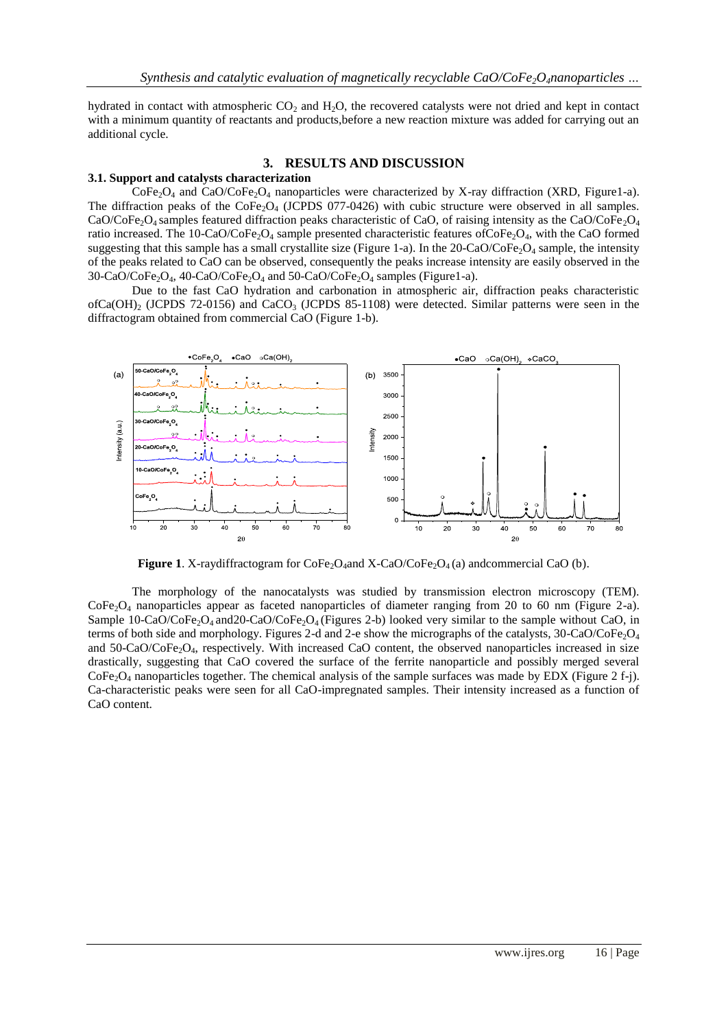hydrated in contact with atmospheric $CO_2$ and $H_2O$, the recovered catalysts were not dried and kept in contact with a minimum quantity of reactants and products,before a new reaction mixture was added for carrying out an additional cycle.

## 3. RESULTS AND DISCUSSION

### 3.1. Support and catalysts characterization

$CoFe_2O_4$ and $CaO/CoFe_2O_4$ nanoparticles were characterized by X-ray diffraction (XRD, Figure1-a). The diffraction peaks of the $CoFe_2O_4$ (JCPDS 077-0426) with cubic structure were observed in all samples. $CaO/CoFe_2O_4$ samples featured diffraction peaks characteristic of CaO, of raising intensity as the $CaO/CoFe_2O_4$ ratio increased. The 10-$CaO/CoFe_2O_4$ sample presented characteristic features of$CoFe_2O_4$, with the CaO formed suggesting that this sample has a small crystallite size (Figure 1-a). In the 20-$CaO/CoFe_2O_4$ sample, the intensity of the peaks related to CaO can be observed, consequently the peaks increase intensity are easily observed in the 30-$CaO/CoFe_2O_4$, 40-$CaO/CoFe_2O_4$ and 50-$CaO/CoFe_2O_4$ samples (Figure1-a).

Due to the fast CaO hydration and carbonation in atmospheric air, diffraction peaks characteristic of$Ca(OH)_2$ (JCPDS 72-0156) and $CaCO_3$ (JCPDS 85-1108) were detected. Similar patterns were seen in the diffractogram obtained from commercial CaO (Figure 1-b).

**Figure 1**. X-raydiffractogram for $CoFe_2O_4$and X-$CaO/CoFe_2O_4$ (a) andcommercial CaO (b).

The morphology of the nanocatalysts was studied by transmission electron microscopy (TEM). $CoFe_2O_4$ nanoparticles appear as faceted nanoparticles of diameter ranging from 20 to 60 nm (Figure 2-a). Sample 10-$CaO/CoFe_2O_4$ and20-$CaO/CoFe_2O_4$ (Figures 2-b) looked very similar to the sample without CaO, in terms of both side and morphology. Figures 2-d and 2-e show the micrographs of the catalysts, 30-$CaO/CoFe_2O_4$ and 50-$CaO/CoFe_2O_4$, respectively. With increased CaO content, the observed nanoparticles increased in size drastically, suggesting that CaO covered the surface of the ferrite nanoparticle and possibly merged several $CoFe_2O_4$ nanoparticles together. The chemical analysis of the sample surfaces was made by EDX (Figure 2 f-j). Ca-characteristic peaks were seen for all CaO-impregnated samples. Their intensity increased as a function of CaO content.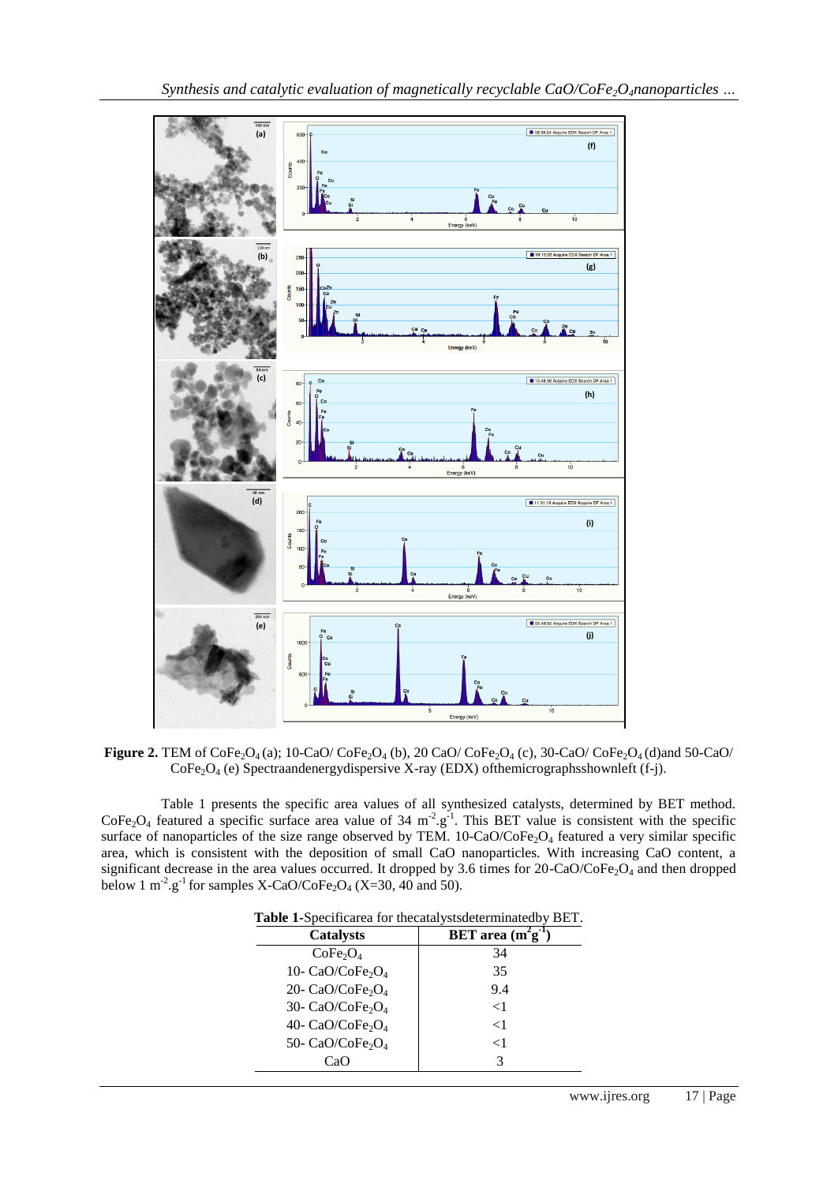**Figure 2.** TEM of $CoFe_2O_4$ (a); 10-CaO/ $CoFe_2O_4$ (b), 20 CaO/ $CoFe_2O_4$ (c), 30-CaO/ $CoFe_2O_4$ (d)and 50-CaO/ $CoFe_2O_4$ (e) Spectraandenergydispersive X-ray (EDX) ofthemicrographsshownleft (f-j).

Table 1 presents the specific area values of all synthesized catalysts, determined by BET method. $CoFe_2O_4$ featured a specific surface area value of 34 $m^{-2}.g^{-1}$. This BET value is consistent with the specific surface of nanoparticles of the size range observed by TEM. 10-CaO/$CoFe_2O_4$ featured a very similar specific area, which is consistent with the deposition of small CaO nanoparticles. With increasing CaO content, a significant decrease in the area values occurred. It dropped by 3.6 times for 20-CaO/$CoFe_2O_4$ and then dropped below 1 $m^{-2}.g^{-1}$ for samples X-CaO/$CoFe_2O_4$ (X=30, 40 and 50).

**Table 1-**Specificarea for thecatalystsdeterminedby BET.

| Catalysts | BET area ($m^2g^{-1}$) |
|---|---|
| $CoFe_2O_4$ | 34 |
| 10- CaO/$CoFe_2O_4$ | 35 |
| 20- CaO/$CoFe_2O_4$ | 9.4 |
| 30- CaO/$CoFe_2O_4$ | <1 |
| 40- CaO/$CoFe_2O_4$ | <1 |
| 50- CaO/$CoFe_2O_4$ | <1 |
| CaO | 3 |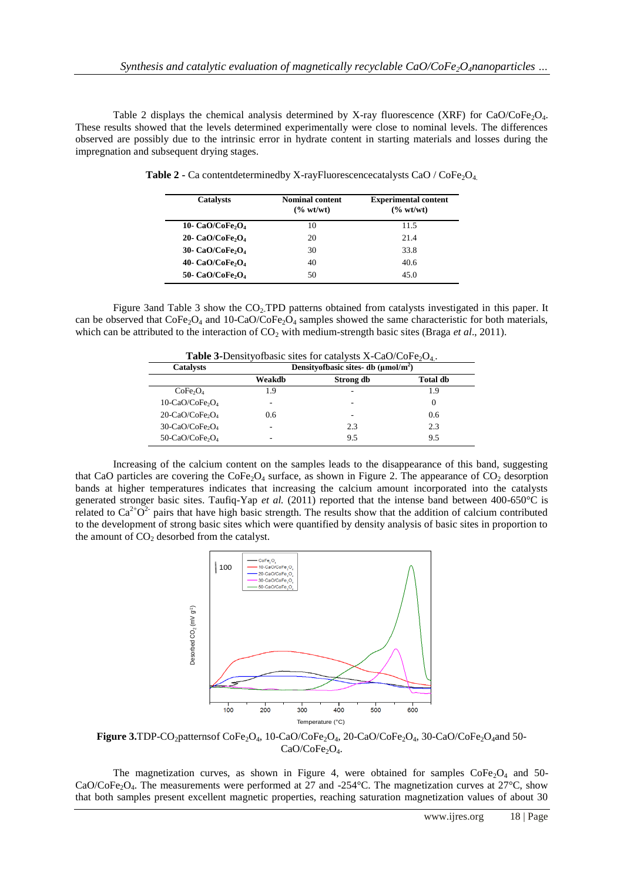Table 2 displays the chemical analysis determined by X-ray fluorescence (XRF) for $CaO/CoFe_2O_4$. These results showed that the levels determined experimentally were close to nominal levels. The differences observed are possibly due to the intrinsic error in hydrate content in starting materials and losses during the impregnation and subsequent drying stages.

**Table 2 -** Ca contentdeterminedby X-rayFluorescencecatalysts $CaO / CoFe_2O_4$.

| Catalysts | Nominal content (% wt/wt) | Experimental content (% wt/wt) |
|---|---|---|
| **10- $CaO/CoFe_2O_4$** | 10 | 11.5 |
| **20- $CaO/CoFe_2O_4$** | 20 | 21.4 |
| **30- $CaO/CoFe_2O_4$** | 30 | 33.8 |
| **40- $CaO/CoFe_2O_4$** | 40 | 40.6 |
| **50- $CaO/CoFe_2O_4$** | 50 | 45.0 |

Figure 3and Table 3 show the $CO_2$ TPD patterns obtained from catalysts investigated in this paper. It can be observed that $CoFe_2O_4$ and 10-$CaO/CoFe_2O_4$ samples showed the same characteristic for both materials, which can be attributed to the interaction of $CO_2$ with medium-strength basic sites (Braga *et al*., 2011).

**Table 3**-Densityofbasic sites for catalysts X-$CaO/CoFe_2O_4$.

| Catalysts | Densityofbasic sites- db ($\mu mol/m^2$) | | |
|---|---|---|---|
| | Weakdb | Strong db | Total db |
| $CoFe_2O_4$ | 1.9 | - | 1.9 |
| 10-$CaO/CoFe_2O_4$ | - | - | 0 |
| 20-$CaO/CoFe_2O_4$ | 0.6 | - | 0.6 |
| 30-$CaO/CoFe_2O_4$ | - | 2.3 | 2.3 |
| 50-$CaO/CoFe_2O_4$ | - | 9.5 | 9.5 |

Increasing of the calcium content on the samples leads to the disappearance of this band, suggesting that CaO particles are covering the $CoFe_2O_4$ surface, as shown in Figure 2. The appearance of $CO_2$ desorption bands at higher temperatures indicates that increasing the calcium amount incorporated into the catalysts generated stronger basic sites. Taufiq-Yap *et al.* (2011) reported that the intense band between 400-650°C is related to $Ca^{2+}O^{2-}$ pairs that have high basic strength. The results show that the addition of calcium contributed to the development of strong basic sites which were quantified by density analysis of basic sites in proportion to the amount of $CO_2$ desorbed from the catalyst.

**Figure 3.**TDP-$CO_2$patternsof $CoFe_2O_4$, 10-$CaO/CoFe_2O_4$, 20-$CaO/CoFe_2O_4$, 30-$CaO/CoFe_2O_4$and 50-$CaO/CoFe_2O_4$.

The magnetization curves, as shown in Figure 4, were obtained for samples $CoFe_2O_4$ and 50-$CaO/CoFe_2O_4$. The measurements were performed at 27 and -254°C. The magnetization curves at 27°C, show that both samples present excellent magnetic properties, reaching saturation magnetization values of about 30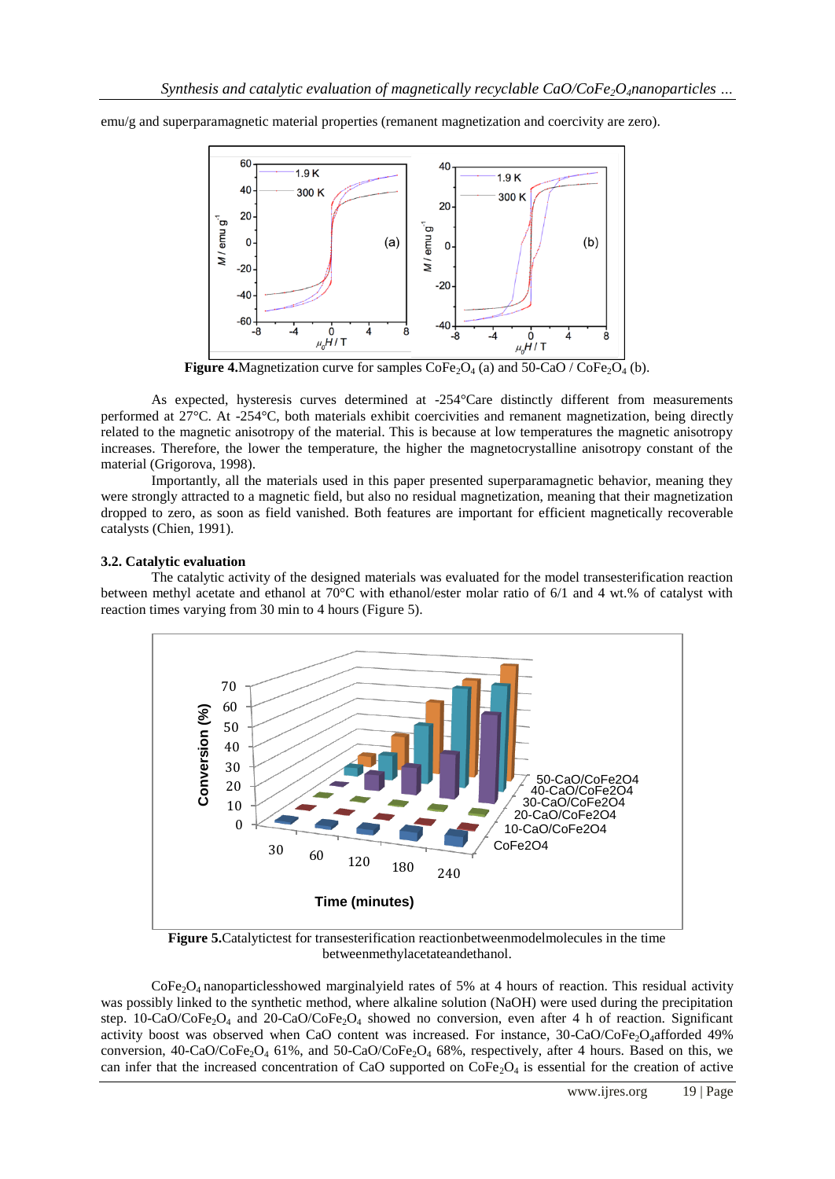emu/g and superparamagnetic material properties (remanent magnetization and coercivity are zero).

**Figure 4.**Magnetization curve for samples $CoFe_2O_4$ (a) and 50-CaO / $CoFe_2O_4$ (b).

As expected, hysteresis curves determined at -254°Care distinctly different from measurements performed at 27°C. At -254°C, both materials exhibit coercivities and remanent magnetization, being directly related to the magnetic anisotropy of the material. This is because at low temperatures the magnetic anisotropy increases. Therefore, the lower the temperature, the higher the magnetocrystalline anisotropy constant of the material (Grigorova, 1998).

Importantly, all the materials used in this paper presented superparamagnetic behavior, meaning they were strongly attracted to a magnetic field, but also no residual magnetization, meaning that their magnetization dropped to zero, as soon as field vanished. Both features are important for efficient magnetically recoverable catalysts (Chien, 1991).

### 3.2. Catalytic evaluation

The catalytic activity of the designed materials was evaluated for the model transesterification reaction between methyl acetate and ethanol at 70°C with ethanol/ester molar ratio of 6/1 and 4 wt.% of catalyst with reaction times varying from 30 min to 4 hours (Figure 5).

**Figure 5.**Catalytictest for transesterification reactionbetweenmodelmolecules in the time betweenmethylacetateandethanol.

$CoFe_2O_4$ nanoparticlesshowed marginalyield rates of 5% at 4 hours of reaction. This residual activity was possibly linked to the synthetic method, where alkaline solution (NaOH) were used during the precipitation step. 10-CaO/$CoFe_2O_4$ and 20-CaO/$CoFe_2O_4$ showed no conversion, even after 4 h of reaction. Significant activity boost was observed when CaO content was increased. For instance, 30-CaO/$CoFe_2O_4$afforded 49% conversion, 40-CaO/$CoFe_2O_4$ 61%, and 50-CaO/$CoFe_2O_4$ 68%, respectively, after 4 hours. Based on this, we can infer that the increased concentration of CaO supported on $CoFe_2O_4$ is essential for the creation of active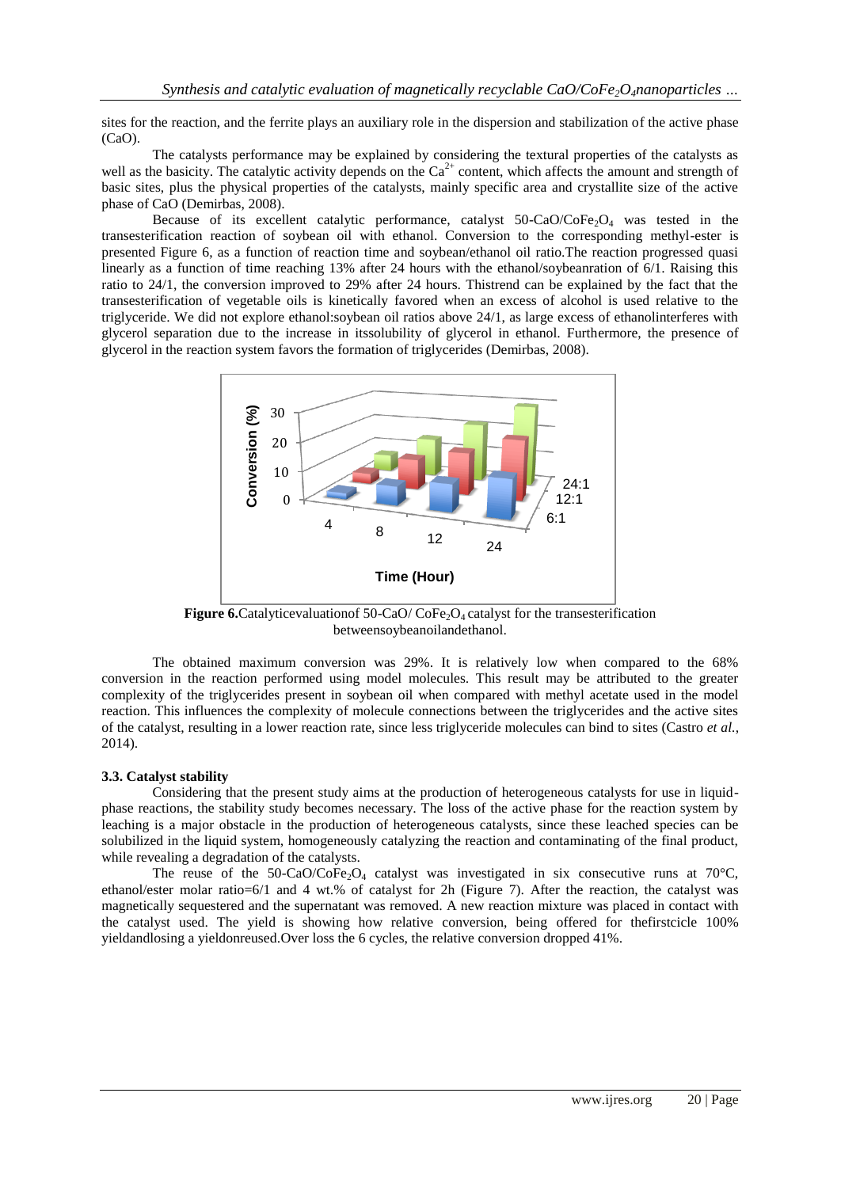sites for the reaction, and the ferrite plays an auxiliary role in the dispersion and stabilization of the active phase (CaO).

The catalysts performance may be explained by considering the textural properties of the catalysts as well as the basicity. The catalytic activity depends on the $Ca^{2+}$ content, which affects the amount and strength of basic sites, plus the physical properties of the catalysts, mainly specific area and crystallite size of the active phase of CaO (Demirbas, 2008).

Because of its excellent catalytic performance, catalyst 50-CaO/$CoFe_2O_4$ was tested in the transesterification reaction of soybean oil with ethanol. Conversion to the corresponding methyl-ester is presented Figure 6, as a function of reaction time and soybean/ethanol oil ratio.The reaction progressed quasi linearly as a function of time reaching 13% after 24 hours with the ethanol/soybeanration of 6/1. Raising this ratio to 24/1, the conversion improved to 29% after 24 hours. Thistrend can be explained by the fact that the transesterification of vegetable oils is kinetically favored when an excess of alcohol is used relative to the triglyceride. We did not explore ethanol:soybean oil ratios above 24/1, as large excess of ethanolinterferes with glycerol separation due to the increase in itssolubility of glycerol in ethanol. Furthermore, the presence of glycerol in the reaction system favors the formation of triglycerides (Demirbas, 2008).

**Figure 6.**Catalyticevaluationof 50-CaO/ $CoFe_2O_4$ catalyst for the transesterification betweensoybeanoilandethanol.

The obtained maximum conversion was 29%. It is relatively low when compared to the 68% conversion in the reaction performed using model molecules. This result may be attributed to the greater complexity of the triglycerides present in soybean oil when compared with methyl acetate used in the model reaction. This influences the complexity of molecule connections between the triglycerides and the active sites of the catalyst, resulting in a lower reaction rate, since less triglyceride molecules can bind to sites (Castro *et al.*, 2014).

### 3.3. Catalyst stability

Considering that the present study aims at the production of heterogeneous catalysts for use in liquid-phase reactions, the stability study becomes necessary. The loss of the active phase for the reaction system by leaching is a major obstacle in the production of heterogeneous catalysts, since these leached species can be solubilized in the liquid system, homogeneously catalyzing the reaction and contaminating of the final product, while revealing a degradation of the catalysts.

The reuse of the 50-CaO/$CoFe_2O_4$ catalyst was investigated in six consecutive runs at 70°C, ethanol/ester molar ratio=6/1 and 4 wt.% of catalyst for 2h (Figure 7). After the reaction, the catalyst was magnetically sequestered and the supernatant was removed. A new reaction mixture was placed in contact with the catalyst used. The yield is showing how relative conversion, being offered for thefirstcicle 100% yieldandlosing a yieldonreused.Over loss the 6 cycles, the relative conversion dropped 41%.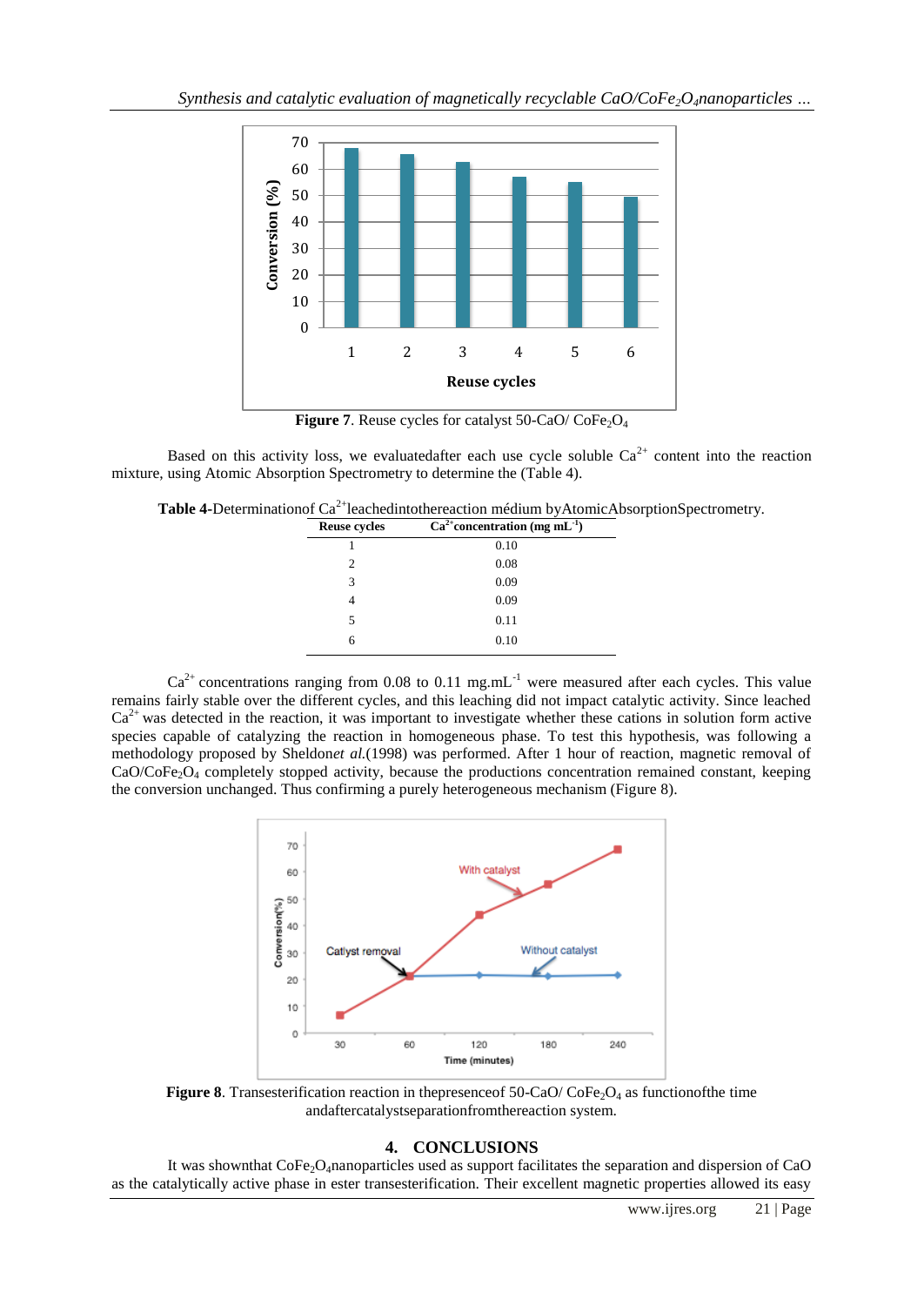Figure 7. Reuse cycles for catalyst 50-CaO/ $CoFe_2O_4$

Based on this activity loss, we evaluatedafter each use cycle soluble $Ca^{2+}$ content into the reaction mixture, using Atomic Absorption Spectrometry to determine the (Table 4).

**Table 4**-Determinationof $Ca^{2+}$leachedintothereaction médium byAtomicAbsorptionSpectrometry.

| Reuse cycles | $Ca^{2+}$concentration (mg $mL^{-1}$) |
|---|---|
| 1 | 0.10 |
| 2 | 0.08 |
| 3 | 0.09 |
| 4 | 0.09 |
| 5 | 0.11 |
| 6 | 0.10 |

$Ca^{2+}$ concentrations ranging from 0.08 to 0.11 mg.$mL^{-1}$ were measured after each cycles. This value remains fairly stable over the different cycles, and this leaching did not impact catalytic activity. Since leached $Ca^{2+}$ was detected in the reaction, it was important to investigate whether these cations in solution form active species capable of catalyzing the reaction in homogeneous phase. To test this hypothesis, was following a methodology proposed by Sheldon*et al.*(1998) was performed. After 1 hour of reaction, magnetic removal of $CaO/CoFe_2O_4$ completely stopped activity, because the productions concentration remained constant, keeping the conversion unchanged. Thus confirming a purely heterogeneous mechanism (Figure 8).

**Figure 8**. Transesterification reaction in thepresenceof 50-CaO/ $CoFe_2O_4$ as functionofthe time andaftercatalystseparationfromthereaction system.

## 4. CONCLUSIONS

It was shownthat $CoFe_2O_4$nanoparticles used as support facilitates the separation and dispersion of CaO as the catalytically active phase in ester transesterification. Their excellent magnetic properties allowed its easy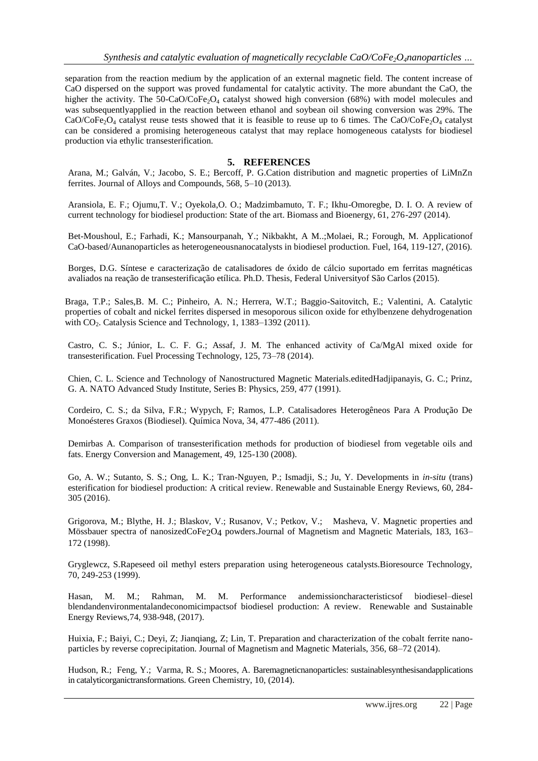separation from the reaction medium by the application of an external magnetic field. The content increase of CaO dispersed on the support was proved fundamental for catalytic activity. The more abundant the CaO, the higher the activity. The 50-$CaO/CoFe_2O_4$ catalyst showed high conversion (68%) with model molecules and was subsequentlyapplied in the reaction between ethanol and soybean oil showing conversion was 29%. The $CaO/CoFe_2O_4$ catalyst reuse tests showed that it is feasible to reuse up to 6 times. The $CaO/CoFe_2O_4$ catalyst can be considered a promising heterogeneous catalyst that may replace homogeneous catalysts for biodiesel production via ethylic transesterification.

## 5. REFERENCES

Arana, M.; Galván, V.; Jacobo, S. E.; Bercoff, P. G.Cation distribution and magnetic properties of LiMnZn ferrites. Journal of Alloys and Compounds, 568, 5–10 (2013).

Aransiola, E. F.; Ojumu,T. V.; Oyekola,O. O.; Madzimbamuto, T. F.; Ikhu-Omoregbe, D. I. O. A review of current technology for biodiesel production: State of the art. Biomass and Bioenergy, 61, 276-297 (2014).

Bet-Moushoul, E.; Farhadi, K.; Mansourpanah, Y.; Nikbakht, A M..;Molaei, R.; Forough, M. Applicationof CaO-based/Aunanoparticles as heterogeneousnanocatalysts in biodiesel production. Fuel, 164, 119-127, (2016).

Borges, D.G. Síntese e caracterização de catalisadores de óxido de cálcio suportado em ferritas magnéticas avaliados na reação de transesterificação etílica. Ph.D. Thesis, Federal Universityof São Carlos (2015).

Braga, T.P.; Sales,B. M. C.; Pinheiro, A. N.; Herrera, W.T.; Baggio-Saitovitch, E.; Valentini, A. Catalytic properties of cobalt and nickel ferrites dispersed in mesoporous silicon oxide for ethylbenzene dehydrogenation with $CO_2$. Catalysis Science and Technology, 1, 1383–1392 (2011).

Castro, C. S.; Júnior, L. C. F. G.; Assaf, J. M. The enhanced activity of Ca/MgAl mixed oxide for transesterification. Fuel Processing Technology, 125, 73–78 (2014).

Chien, C. L. Science and Technology of Nanostructured Magnetic Materials.editedHadjipanayis, G. C.; Prinz, G. A. NATO Advanced Study Institute, Series B: Physics, 259, 477 (1991).

Cordeiro, C. S.; da Silva, F.R.; Wypych, F; Ramos, L.P. Catalisadores Heterogêneos Para A Produção De Monoésteres Graxos (Biodiesel). Química Nova, 34, 477-486 (2011).

Demirbas A. Comparison of transesterification methods for production of biodiesel from vegetable oils and fats. Energy Conversion and Management, 49, 125-130 (2008).

Go, A. W.; Sutanto, S. S.; Ong, L. K.; Tran-Nguyen, P.; Ismadji, S.; Ju, Y. Developments in *in-situ* (trans) esterification for biodiesel production: A critical review. Renewable and Sustainable Energy Reviews, 60, 284-305 (2016).

Grigorova, M.; Blythe, H. J.; Blaskov, V.; Rusanov, V.; Petkov, V.; Masheva, V. Magnetic properties and Mössbauer spectra of nanosized$CoFe_2O_4$ powders.Journal of Magnetism and Magnetic Materials, 183, 163–172 (1998).

Gryglewcz, S.Rapeseed oil methyl esters preparation using heterogeneous catalysts.Bioresource Technology, 70, 249-253 (1999).

Hasan, M. M.; Rahman, M. M. Performance andemissioncharacteristicsof biodiesel–diesel blendandenvironmentalandeconomicimpactsof biodiesel production: A review. Renewable and Sustainable Energy Reviews,74, 938-948, (2017).

Huixia, F.; Baiyi, C.; Deyi, Z; Jianqiang, Z; Lin, T. Preparation and characterization of the cobalt ferrite nano-particles by reverse coprecipitation. Journal of Magnetism and Magnetic Materials, 356, 68–72 (2014).

Hudson, R.; Feng, Y.; Varma, R. S.; Moores, A. Baremagneticnanoparticles: sustainablesynthesisandapplications in catalyticorganictransformations. Green Chemistry, 10, (2014).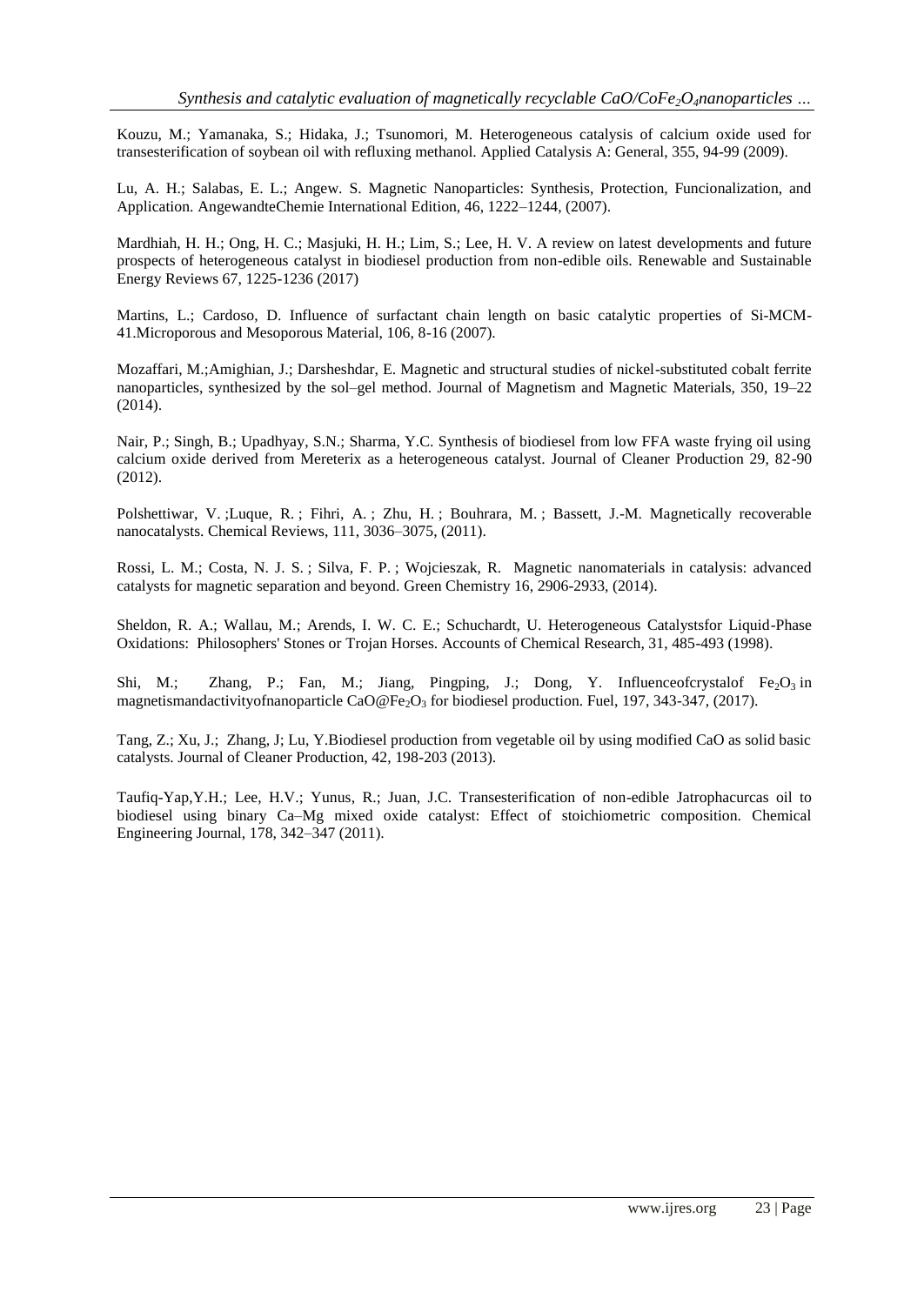Kouzu, M.; Yamanaka, S.; Hidaka, J.; Tsunomori, M. Heterogeneous catalysis of calcium oxide used for transesterification of soybean oil with refluxing methanol. Applied Catalysis A: General, 355, 94-99 (2009).

Lu, A. H.; Salabas, E. L.; Angew. S. Magnetic Nanoparticles: Synthesis, Protection, Funcionalization, and Application. AngewandteChemie International Edition, 46, 1222–1244, (2007).

Mardhiah, H. H.; Ong, H. C.; Masjuki, H. H.; Lim, S.; Lee, H. V. A review on latest developments and future prospects of heterogeneous catalyst in biodiesel production from non-edible oils. Renewable and Sustainable Energy Reviews 67, 1225-1236 (2017)

Martins, L.; Cardoso, D. Influence of surfactant chain length on basic catalytic properties of Si-MCM-41.Microporous and Mesoporous Material, 106, 8-16 (2007).

Mozaffari, M.;Amighian, J.; Darsheshdar, E. Magnetic and structural studies of nickel-substituted cobalt ferrite nanoparticles, synthesized by the sol–gel method. Journal of Magnetism and Magnetic Materials, 350, 19–22 (2014).

Nair, P.; Singh, B.; Upadhyay, S.N.; Sharma, Y.C. Synthesis of biodiesel from low FFA waste frying oil using calcium oxide derived from Mereterix as a heterogeneous catalyst. Journal of Cleaner Production 29, 82-90 (2012).

Polshettiwar, V. ;Luque, R. ; Fihri, A. ; Zhu, H. ; Bouhrara, M. ; Bassett, J.-M. Magnetically recoverable nanocatalysts. Chemical Reviews, 111, 3036–3075, (2011).

Rossi, L. M.; Costa, N. J. S. ; Silva, F. P. ; Wojcieszak, R. Magnetic nanomaterials in catalysis: advanced catalysts for magnetic separation and beyond. Green Chemistry 16, 2906-2933, (2014).

Sheldon, R. A.; Wallau, M.; Arends, I. W. C. E.; Schuchardt, U. Heterogeneous Catalystsfor Liquid-Phase Oxidations: Philosophers' Stones or Trojan Horses. Accounts of Chemical Research, 31, 485-493 (1998).

Shi, M.; Zhang, P.; Fan, M.; Jiang, Pingping, J.; Dong, Y. Influenceofcrystalof $Fe_2O_3$ in magnetismandactivityofnanoparticle $CaO@Fe_2O_3$ for biodiesel production. Fuel, 197, 343-347, (2017).

Tang, Z.; Xu, J.; Zhang, J; Lu, Y.Biodiesel production from vegetable oil by using modified CaO as solid basic catalysts. Journal of Cleaner Production, 42, 198-203 (2013).

Taufiq-Yap,Y.H.; Lee, H.V.; Yunus, R.; Juan, J.C. Transesterification of non-edible Jatrophacurcas oil to biodiesel using binary Ca–Mg mixed oxide catalyst: Effect of stoichiometric composition. Chemical Engineering Journal, 178, 342–347 (2011).